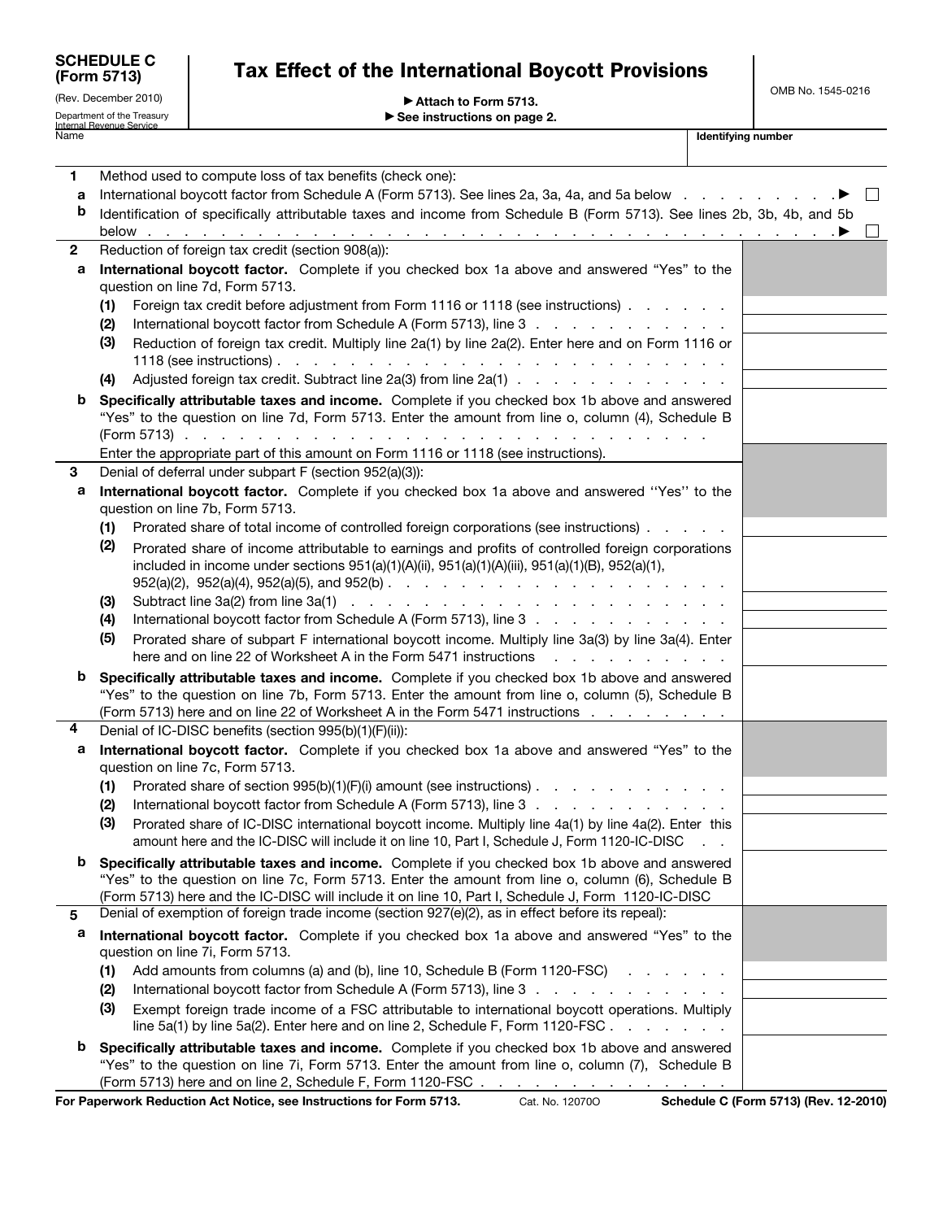**SCHEDULE C (Form 5713)**

(Rev. December 2010)

Department of the Treasury Internal Revenue Service

# Tax Effect of the International Boycott Provisions

▶ Attach to Form 5713.

▶ See instructions on page 2.

OMB No. 1545-0216

Name | Identifying number

**1** Method used to compute loss of tax benefits (check one):

**a** International boycott factor from Schedule A (Form 5713). See lines 2a, 3a, 4a, and 5a below . . . . . . . . . . ▶ ☐

**b** Identification of specifically attributable taxes and income from Schedule B (Form 5713). See lines 2b, 3b, 4b, and 5b below . . . . . . . . . . ▶ ☐

**2** Reduction of foreign tax credit (section 908(a)):

**a** **International boycott factor.** Complete if you checked box 1a above and answered "Yes" to the question on line 7d, Form 5713.

- **(1)** Foreign tax credit before adjustment from Form 1116 or 1118 (see instructions) . . . . . .
- **(2)** International boycott factor from Schedule A (Form 5713), line 3 . . . . . . . . . . .
- **(3)** Reduction of foreign tax credit. Multiply line 2a(1) by line 2a(2). Enter here and on Form 1116 or 1118 (see instructions) . . . . . . . . . .
- **(4)** Adjusted foreign tax credit. Subtract line 2a(3) from line 2a(1) . . . . . . . . . . .

**b** **Specifically attributable taxes and income.** Complete if you checked box 1b above and answered "Yes" to the question on line 7d, Form 5713. Enter the amount from line o, column (4), Schedule B (Form 5713) . . . . . . . . . .
Enter the appropriate part of this amount on Form 1116 or 1118 (see instructions).

**3** Denial of deferral under subpart F (section 952(a)(3)):

**a** **International boycott factor.** Complete if you checked box 1a above and answered "Yes" to the question on line 7b, Form 5713.

- **(1)** Prorated share of total income of controlled foreign corporations (see instructions) . . . . .
- **(2)** Prorated share of income attributable to earnings and profits of controlled foreign corporations included in income under sections 951(a)(1)(A)(ii), 951(a)(1)(A)(iii), 951(a)(1)(B), 952(a)(1), 952(a)(2), 952(a)(4), 952(a)(5), and 952(b) . . . . . . . . . .
- **(3)** Subtract line 3a(2) from line 3a(1) . . . . . . . . . .
- **(4)** International boycott factor from Schedule A (Form 5713), line 3 . . . . . . . . . . .
- **(5)** Prorated share of subpart F international boycott income. Multiply line 3a(3) by line 3a(4). Enter here and on line 22 of Worksheet A in the Form 5471 instructions . . . . . . . . . .

**b** **Specifically attributable taxes and income.** Complete if you checked box 1b above and answered "Yes" to the question on line 7b, Form 5713. Enter the amount from line o, column (5), Schedule B (Form 5713) here and on line 22 of Worksheet A in the Form 5471 instructions . . . . . . . .

**4** Denial of IC-DISC benefits (section 995(b)(1)(F)(ii)):

**a** **International boycott factor.** Complete if you checked box 1a above and answered "Yes" to the question on line 7c, Form 5713.

- **(1)** Prorated share of section 995(b)(1)(F)(i) amount (see instructions) . . . . . . . . . . .
- **(2)** International boycott factor from Schedule A (Form 5713), line 3 . . . . . . . . . . .
- **(3)** Prorated share of IC-DISC international boycott income. Multiply line 4a(1) by line 4a(2). Enter this amount here and the IC-DISC will include it on line 10, Part I, Schedule J, Form 1120-IC-DISC . .

**b** **Specifically attributable taxes and income.** Complete if you checked box 1b above and answered "Yes" to the question on line 7c, Form 5713. Enter the amount from line o, column (6), Schedule B (Form 5713) here and the IC-DISC will include it on line 10, Part I, Schedule J, Form 1120-IC-DISC

**5** Denial of exemption of foreign trade income (section 927(e)(2), as in effect before its repeal):

**a** **International boycott factor.** Complete if you checked box 1a above and answered "Yes" to the question on line 7i, Form 5713.

- **(1)** Add amounts from columns (a) and (b), line 10, Schedule B (Form 1120-FSC) . . . . . . .
- **(2)** International boycott factor from Schedule A (Form 5713), line 3 . . . . . . . . . . .
- **(3)** Exempt foreign trade income of a FSC attributable to international boycott operations. Multiply line 5a(1) by line 5a(2). Enter here and on line 2, Schedule F, Form 1120-FSC . . . . . . .

**b** **Specifically attributable taxes and income.** Complete if you checked box 1b above and answered "Yes" to the question on line 7i, Form 5713. Enter the amount from line o, column (7), Schedule B (Form 5713) here and on line 2, Schedule F, Form 1120-FSC . . . . . . . . . . . . . .

**For Paperwork Reduction Act Notice, see Instructions for Form 5713.** Cat. No. 12070O **Schedule C (Form 5713) (Rev. 12-2010)**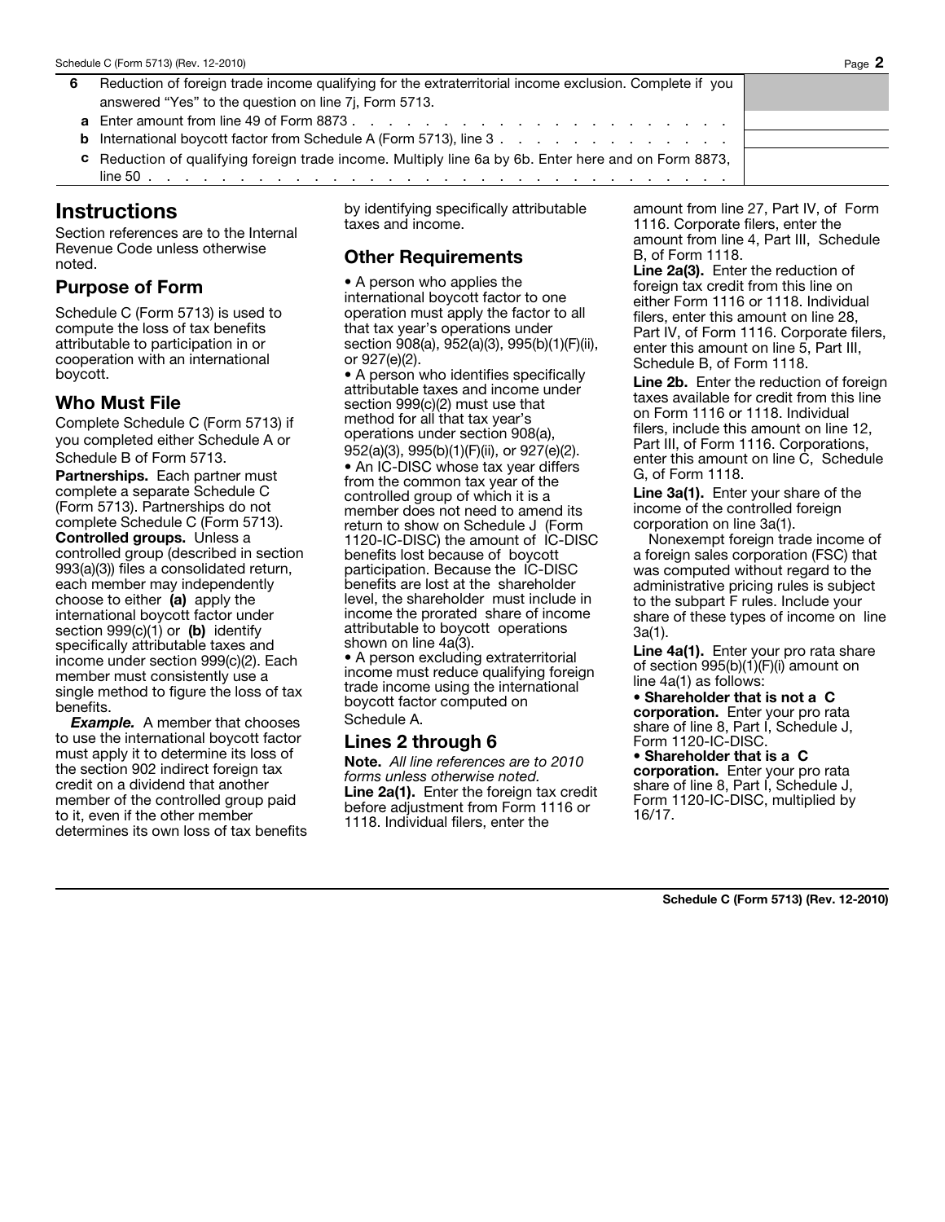| | | |
|---|---|---|
| **6** | Reduction of foreign trade income qualifying for the extraterritorial income exclusion. Complete if you answered "Yes" to the question on line 7j, Form 5713. | |
| **a** | Enter amount from line 49 of Form 8873 . . . . . . . . . . . . . . . . . . . . . . | |
| **b** | International boycott factor from Schedule A (Form 5713), line 3 . . . . . . . . . . . . . . | |
| **c** | Reduction of qualifying foreign trade income. Multiply line 6a by 6b. Enter here and on Form 8873, line 50 . . . . . . . . . . . . . . . . . . . . . . . . . . . . . . . . . . . . | |

# Instructions

Section references are to the Internal Revenue Code unless otherwise noted.

## Purpose of Form

Schedule C (Form 5713) is used to compute the loss of tax benefits attributable to participation in or cooperation with an international boycott.

## Who Must File

Complete Schedule C (Form 5713) if you completed either Schedule A or Schedule B of Form 5713.

**Partnerships.** Each partner must complete a separate Schedule C (Form 5713). Partnerships do not complete Schedule C (Form 5713).

**Controlled groups.** Unless a controlled group (described in section 993(a)(3)) files a consolidated return, each member may independently choose to either **(a)** apply the international boycott factor under section 999(c)(1) or **(b)** identify specifically attributable taxes and income under section 999(c)(2). Each member must consistently use a single method to figure the loss of tax benefits.

***Example.*** A member that chooses to use the international boycott factor must apply it to determine its loss of the section 902 indirect foreign tax credit on a dividend that another member of the controlled group paid to it, even if the other member determines its own loss of tax benefits by identifying specifically attributable taxes and income.

## Other Requirements

- A person who applies the international boycott factor to one operation must apply the factor to all that tax year's operations under section 908(a), 952(a)(3), 995(b)(1)(F)(ii), or 927(e)(2).
- A person who identifies specifically attributable taxes and income under section 999(c)(2) must use that method for all that tax year's operations under section 908(a), 952(a)(3), 995(b)(1)(F)(ii), or 927(e)(2).
- An IC-DISC whose tax year differs from the common tax year of the controlled group of which it is a member does not need to amend its return to show on Schedule J (Form 1120-IC-DISC) the amount of IC-DISC benefits lost because of boycott participation. Because the IC-DISC benefits are lost at the shareholder level, the shareholder must include in income the prorated share of income attributable to boycott operations shown on line 4a(3).
- A person excluding extraterritorial income must reduce qualifying foreign trade income using the international boycott factor computed on Schedule A.

## Lines 2 through 6

**Note.** *All line references are to 2010 forms unless otherwise noted.*

**Line 2a(1).** Enter the foreign tax credit before adjustment from Form 1116 or 1118. Individual filers, enter the amount from line 27, Part IV, of Form 1116. Corporate filers, enter the amount from line 4, Part III, Schedule B, of Form 1118.

**Line 2a(3).** Enter the reduction of foreign tax credit from this line on either Form 1116 or 1118. Individual filers, enter this amount on line 28, Part IV, of Form 1116. Corporate filers, enter this amount on line 5, Part III, Schedule B, of Form 1118.

**Line 2b.** Enter the reduction of foreign taxes available for credit from this line on Form 1116 or 1118. Individual filers, include this amount on line 12, Part III, of Form 1116. Corporations, enter this amount on line C, Schedule G, of Form 1118.

**Line 3a(1).** Enter your share of the income of the controlled foreign corporation on line 3a(1).

Nonexempt foreign trade income of a foreign sales corporation (FSC) that was computed without regard to the administrative pricing rules is subject to the subpart F rules. Include your share of these types of income on line 3a(1).

**Line 4a(1).** Enter your pro rata share of section 995(b)(1)(F)(i) amount on line 4a(1) as follows:

- **Shareholder that is not a C corporation.** Enter your pro rata share of line 8, Part I, Schedule J, Form 1120-IC-DISC.
- **Shareholder that is a C corporation.** Enter your pro rata share of line 8, Part I, Schedule J, Form 1120-IC-DISC, multiplied by 16/17.